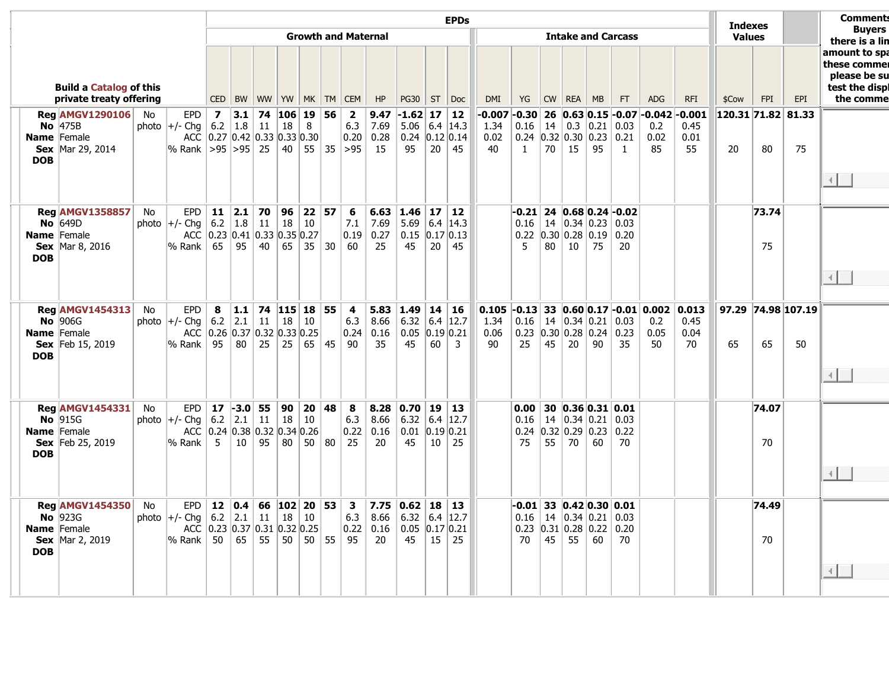| Build a Catalog of this private treaty offering | | | EPDs | | | | | | | | | | | | | | | | | | | | Indexes Values | | | Comments Buyers there is a lin amount to spa these commen please be su test the displ the comme |
|---|---|---|---|---|---|---|---|---|---|---|---|---|---|---|---|---|---|---|---|---|---|---|---|---|---|---|
| | | | Growth and Maternal | | | | | | | | | | | Intake and Carcass | | | | | | | | | | | | |
| | | | CED | BW | WW | YW | MK | TM | CEM | HP | PG30 | ST | Doc | DMI | YG | CW | REA | MB | FT | ADG | RFI | $Cow | FPI | EPI | |
| **Reg** AMGV1290106 **No** 475B **Name** Female **Sex** Mar 29, 2014 **DOB** | No photo | EPD | **7** | **3.1** | **74** | **106** | **19** | **56** | **2** | **9.47** | **-1.62** | **17** | **12** | **-0.007** | **-0.30** | **26** | **0.63** | **0.15** | **-0.07** | **-0.042** | **-0.001** | **120.31** | **71.82** | **81.33** | |
| | | +/- Chg | 6.2 | 1.8 | 11 | 18 | 8 | | 6.3 | 7.69 | 5.06 | 6.4 | 14.3 | 1.34 | 0.16 | 14 | 0.3 | 0.21 | 0.03 | 0.2 | 0.45 | | | | |
| | | ACC | 0.27 | 0.42 | 0.33 | 0.33 | 0.30 | | 0.20 | 0.28 | 0.24 | 0.12 | 0.14 | 0.02 | 0.24 | 0.32 | 0.30 | 0.23 | 0.21 | 0.02 | 0.01 | | | | |
| | | % Rank | >95 | >95 | 25 | 40 | 55 | 35 | >95 | 15 | 95 | 20 | 45 | 40 | 1 | 70 | 15 | 95 | 1 | 85 | 55 | 20 | 80 | 75 | |
| **Reg** AMGV1358857 **No** 649D **Name** Female **Sex** Mar 8, 2016 **DOB** | No photo | EPD | **11** | **2.1** | **70** | **96** | **22** | **57** | **6** | **6.63** | **1.46** | **17** | **12** | | **-0.21** | **24** | **0.68** | **0.24** | **-0.02** | | | | **73.74** | | |
| | | +/- Chg | 6.2 | 1.8 | 11 | 18 | 10 | | 7.1 | 7.69 | 5.69 | 6.4 | 14.3 | | 0.16 | 14 | 0.34 | 0.23 | 0.03 | | | | | | |
| | | ACC | 0.23 | 0.41 | 0.33 | 0.35 | 0.27 | | 0.19 | 0.27 | 0.15 | 0.17 | 0.13 | | 0.22 | 0.30 | 0.28 | 0.19 | 0.20 | | | | | | |
| | | % Rank | 65 | 95 | 40 | 65 | 35 | 30 | 60 | 25 | 45 | 20 | 45 | | 5 | 80 | 10 | 75 | 20 | | | | 75 | | |
| **Reg** AMGV1454313 **No** 906G **Name** Female **Sex** Feb 15, 2019 **DOB** | No photo | EPD | **8** | **1.1** | **74** | **115** | **18** | **55** | **4** | **5.83** | **1.49** | **14** | **16** | **0.105** | **-0.13** | **33** | **0.60** | **0.17** | **-0.01** | **0.002** | **0.013** | **97.29** | **74.98** | **107.19** | |
| | | +/- Chg | 6.2 | 2.1 | 11 | 18 | 10 | | 6.3 | 8.66 | 6.32 | 6.4 | 12.7 | 1.34 | 0.16 | 14 | 0.34 | 0.21 | 0.03 | 0.2 | 0.45 | | | | |
| | | ACC | 0.26 | 0.37 | 0.32 | 0.33 | 0.25 | | 0.24 | 0.16 | 0.05 | 0.19 | 0.21 | 0.06 | 0.23 | 0.30 | 0.28 | 0.24 | 0.23 | 0.05 | 0.04 | | | | |
| | | % Rank | 95 | 80 | 25 | 25 | 65 | 45 | 90 | 35 | 45 | 60 | 3 | 90 | 25 | 45 | 20 | 90 | 35 | 50 | 70 | 65 | 65 | 50 | |
| **Reg** AMGV1454331 **No** 915G **Name** Female **Sex** Feb 25, 2019 **DOB** | No photo | EPD | **17** | **-3.0** | **55** | **90** | **20** | **48** | **8** | **8.28** | **0.70** | **19** | **13** | | **0.00** | **30** | **0.36** | **0.31** | **0.01** | | | | **74.07** | | |
| | | +/- Chg | 6.2 | 2.1 | 11 | 18 | 10 | | 6.3 | 8.66 | 6.32 | 6.4 | 12.7 | | 0.16 | 14 | 0.34 | 0.21 | 0.03 | | | | | | |
| | | ACC | 0.24 | 0.38 | 0.32 | 0.34 | 0.26 | | 0.22 | 0.16 | 0.01 | 0.19 | 0.21 | | 0.24 | 0.32 | 0.29 | 0.23 | 0.22 | | | | | | |
| | | % Rank | 5 | 10 | 95 | 80 | 50 | 80 | 25 | 20 | 45 | 10 | 25 | | 75 | 55 | 70 | 60 | 70 | | | | 70 | | |
| **Reg** AMGV1454350 **No** 923G **Name** Female **Sex** Mar 2, 2019 **DOB** | No photo | EPD | **12** | **0.4** | **66** | **102** | **20** | **53** | **3** | **7.75** | **0.62** | **18** | **13** | | **-0.01** | **33** | **0.42** | **0.30** | **0.01** | | | | **74.49** | | |
| | | +/- Chg | 6.2 | 2.1 | 11 | 18 | 10 | | 6.3 | 8.66 | 6.32 | 6.4 | 12.7 | | 0.16 | 14 | 0.34 | 0.21 | 0.03 | | | | | | |
| | | ACC | 0.23 | 0.37 | 0.31 | 0.32 | 0.25 | | 0.22 | 0.16 | 0.05 | 0.17 | 0.21 | | 0.23 | 0.31 | 0.28 | 0.22 | 0.20 | | | | | | |
| | | % Rank | 50 | 65 | 55 | 50 | 50 | 55 | 95 | 20 | 45 | 15 | 25 | | 70 | 45 | 55 | 60 | 70 | | | | 70 | | |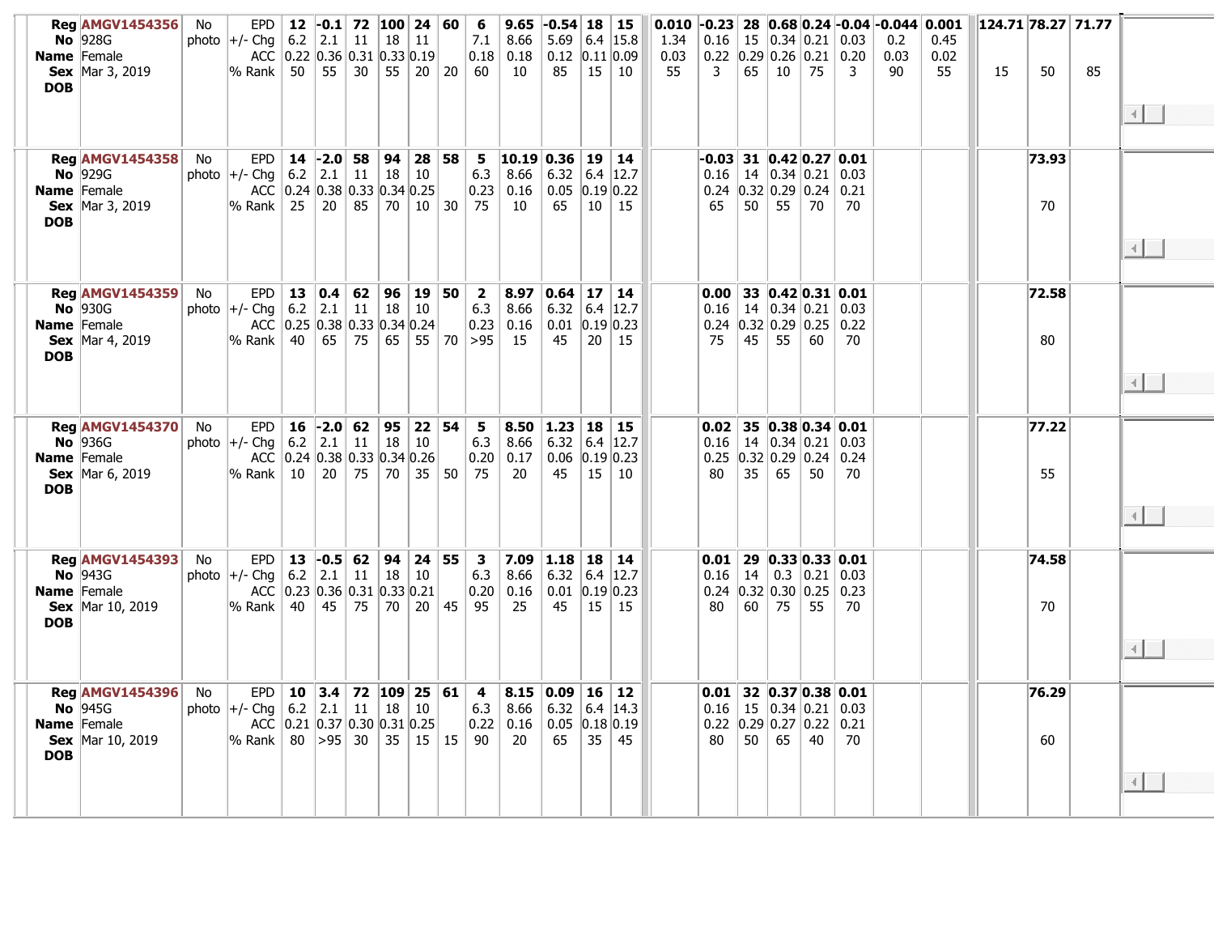| | | | | | | | | | | | | | | | | | | | | | | | | | |
|---|---|---|---|---|---|---|---|---|---|---|---|---|---|---|---|---|---|---|---|---|---|---|---|---|---|
| **Reg** | AMGV1454356 | No | EPD | **12** | **-0.1** | **72** | **100** | **24** | **60** | **6** | **9.65** | **-0.54** | **18** | **15** | **0.010** | **-0.23** | **28** | **0.68** | **0.24** | **-0.04** | **-0.044** | **0.001** | **124.71** | **78.27** | **71.77** |
| **No** | 928G | photo | +/- Chg | 6.2 | 2.1 | 11 | 18 | 11 | | 7.1 | 8.66 | 5.69 | 6.4 | 15.8 | 1.34 | 0.16 | 15 | 0.34 | 0.21 | 0.03 | 0.2 | 0.45 | | | |
| **Name** | Female | | ACC | 0.22 | 0.36 | 0.31 | 0.33 | 0.19 | | 0.18 | 0.18 | 0.12 | 0.11 | 0.09 | 0.03 | 0.22 | 0.29 | 0.26 | 0.21 | 0.20 | 0.03 | 0.02 | | | |
| **Sex** | Mar 3, 2019 | | % Rank | 50 | 55 | 30 | 55 | 20 | 20 | 60 | 10 | 85 | 15 | 10 | 55 | 3 | 65 | 10 | 75 | 3 | 90 | 55 | 15 | 50 | 85 |
| **DOB** | | | | | | | | | | | | | | | | | | | | | | | | | |
| **Reg** | AMGV1454358 | No | EPD | **14** | **-2.0** | **58** | **94** | **28** | **58** | **5** | **10.19** | **0.36** | **19** | **14** | | **-0.03** | **31** | **0.42** | **0.27** | **0.01** | | | | **73.93** | |
| **No** | 929G | photo | +/- Chg | 6.2 | 2.1 | 11 | 18 | 10 | | 6.3 | 8.66 | 6.32 | 6.4 | 12.7 | | 0.16 | 14 | 0.34 | 0.21 | 0.03 | | | | | |
| **Name** | Female | | ACC | 0.24 | 0.38 | 0.33 | 0.34 | 0.25 | | 0.23 | 0.16 | 0.05 | 0.19 | 0.22 | | 0.24 | 0.32 | 0.29 | 0.24 | 0.21 | | | | | |
| **Sex** | Mar 3, 2019 | | % Rank | 25 | 20 | 85 | 70 | 10 | 30 | 75 | 10 | 65 | 10 | 15 | | 65 | 50 | 55 | 70 | 70 | | | | 70 | |
| **DOB** | | | | | | | | | | | | | | | | | | | | | | | | | |
| **Reg** | AMGV1454359 | No | EPD | **13** | **0.4** | **62** | **96** | **19** | **50** | **2** | **8.97** | **0.64** | **17** | **14** | | **0.00** | **33** | **0.42** | **0.31** | **0.01** | | | | **72.58** | |
| **No** | 930G | photo | +/- Chg | 6.2 | 2.1 | 11 | 18 | 10 | | 6.3 | 8.66 | 6.32 | 6.4 | 12.7 | | 0.16 | 14 | 0.34 | 0.21 | 0.03 | | | | | |
| **Name** | Female | | ACC | 0.25 | 0.38 | 0.33 | 0.34 | 0.24 | | 0.23 | 0.16 | 0.01 | 0.19 | 0.23 | | 0.24 | 0.32 | 0.29 | 0.25 | 0.22 | | | | | |
| **Sex** | Mar 4, 2019 | | % Rank | 40 | 65 | 75 | 65 | 55 | 70 | >95 | 15 | 45 | 20 | 15 | | 75 | 45 | 55 | 60 | 70 | | | | 80 | |
| **DOB** | | | | | | | | | | | | | | | | | | | | | | | | | |
| **Reg** | AMGV1454370 | No | EPD | **16** | **-2.0** | **62** | **95** | **22** | **54** | **5** | **8.50** | **1.23** | **18** | **15** | | **0.02** | **35** | **0.38** | **0.34** | **0.01** | | | | **77.22** | |
| **No** | 936G | photo | +/- Chg | 6.2 | 2.1 | 11 | 18 | 10 | | 6.3 | 8.66 | 6.32 | 6.4 | 12.7 | | 0.16 | 14 | 0.34 | 0.21 | 0.03 | | | | | |
| **Name** | Female | | ACC | 0.24 | 0.38 | 0.33 | 0.34 | 0.26 | | 0.20 | 0.17 | 0.06 | 0.19 | 0.23 | | 0.25 | 0.32 | 0.29 | 0.24 | 0.24 | | | | | |
| **Sex** | Mar 6, 2019 | | % Rank | 10 | 20 | 75 | 70 | 35 | 50 | 75 | 20 | 45 | 15 | 10 | | 80 | 35 | 65 | 50 | 70 | | | | 55 | |
| **DOB** | | | | | | | | | | | | | | | | | | | | | | | | | |
| **Reg** | AMGV1454393 | No | EPD | **13** | **-0.5** | **62** | **94** | **24** | **55** | **3** | **7.09** | **1.18** | **18** | **14** | | **0.01** | **29** | **0.33** | **0.33** | **0.01** | | | | **74.58** | |
| **No** | 943G | photo | +/- Chg | 6.2 | 2.1 | 11 | 18 | 10 | | 6.3 | 8.66 | 6.32 | 6.4 | 12.7 | | 0.16 | 14 | 0.3 | 0.21 | 0.03 | | | | | |
| **Name** | Female | | ACC | 0.23 | 0.36 | 0.31 | 0.33 | 0.21 | | 0.20 | 0.16 | 0.01 | 0.19 | 0.23 | | 0.24 | 0.32 | 0.30 | 0.25 | 0.23 | | | | | |
| **Sex** | Mar 10, 2019 | | % Rank | 40 | 45 | 75 | 70 | 20 | 45 | 95 | 25 | 45 | 15 | 15 | | 80 | 60 | 75 | 55 | 70 | | | | 70 | |
| **DOB** | | | | | | | | | | | | | | | | | | | | | | | | | |
| **Reg** | AMGV1454396 | No | EPD | **10** | **3.4** | **72** | **109** | **25** | **61** | **4** | **8.15** | **0.09** | **16** | **12** | | **0.01** | **32** | **0.37** | **0.38** | **0.01** | | | | **76.29** | |
| **No** | 945G | photo | +/- Chg | 6.2 | 2.1 | 11 | 18 | 10 | | 6.3 | 8.66 | 6.32 | 6.4 | 14.3 | | 0.16 | 15 | 0.34 | 0.21 | 0.03 | | | | | |
| **Name** | Female | | ACC | 0.21 | 0.37 | 0.30 | 0.31 | 0.25 | | 0.22 | 0.16 | 0.05 | 0.18 | 0.19 | | 0.22 | 0.29 | 0.27 | 0.22 | 0.21 | | | | | |
| **Sex** | Mar 10, 2019 | | % Rank | 80 | >95 | 30 | 35 | 15 | 15 | 90 | 20 | 65 | 35 | 45 | | 80 | 50 | 65 | 40 | 70 | | | | 60 | |
| **DOB** | | | | | | | | | | | | | | | | | | | | | | | | | |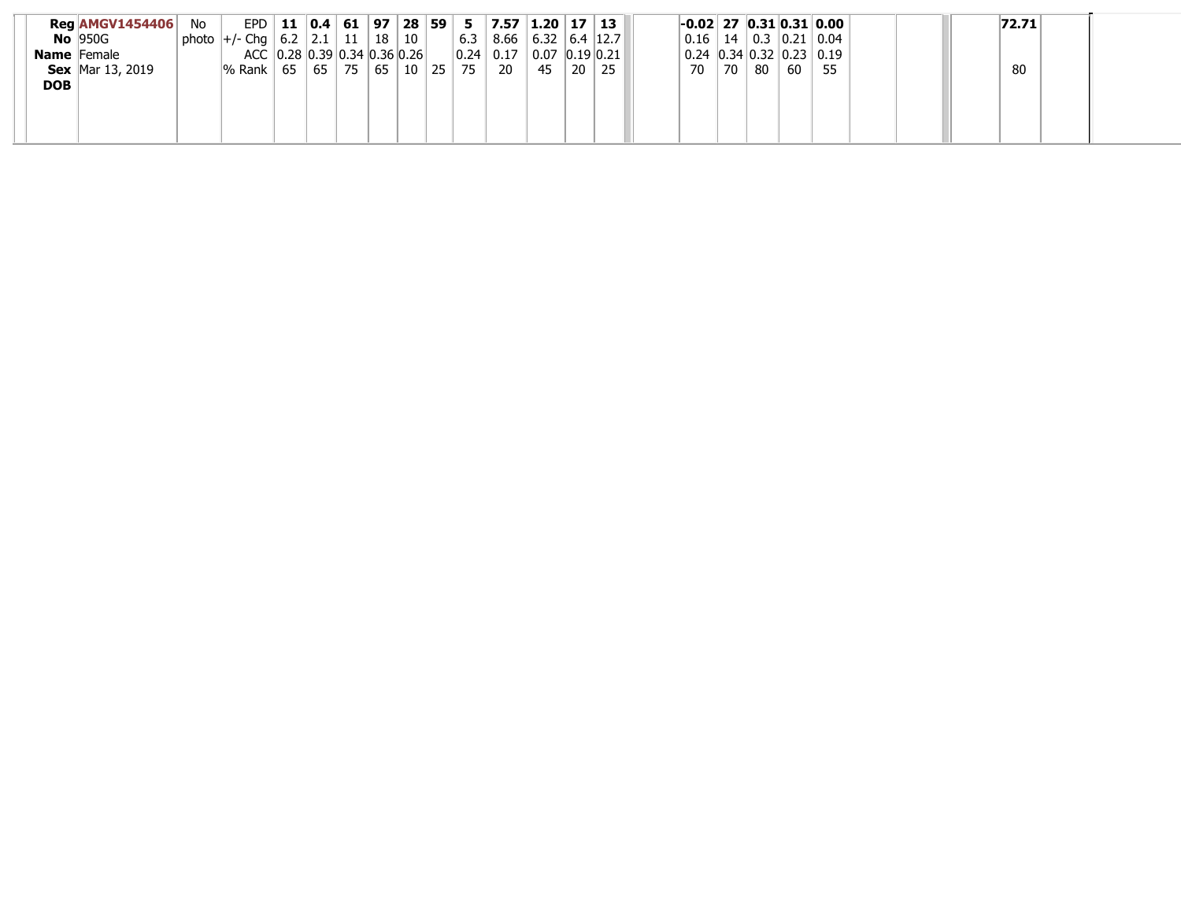| | | | | | | | | | | | | | | | | | | | | | | | | | |
|---|---|---|---|---|---|---|---|---|---|---|---|---|---|---|---|---|---|---|---|---|---|---|---|---|---|
| **Reg** | **AMGV1454406** | No | EPD | **11** | **0.4** | **61** | **97** | **28** | **59** | **5** | **7.57** | **1.20** | **17** | **13** | | **-0.02** | **27** | **0.31** | **0.31** | **0.00** | | | | **72.71** | |
| **No** | 950G | photo | +/- Chg | 6.2 | 2.1 | 11 | 18 | 10 | | 6.3 | 8.66 | 6.32 | 6.4 | 12.7 | | 0.16 | 14 | 0.3 | 0.21 | 0.04 | | | | | |
| **Name** | Female | | ACC | 0.28 | 0.39 | 0.34 | 0.36 | 0.26 | | 0.24 | 0.17 | 0.07 | 0.19 | 0.21 | | 0.24 | 0.34 | 0.32 | 0.23 | 0.19 | | | | | |
| **Sex** | Mar 13, 2019 | | % Rank | 65 | 65 | 75 | 65 | 10 | 25 | 75 | 20 | 45 | 20 | 25 | | 70 | 70 | 80 | 60 | 55 | | | | 80 | |
| **DOB** | | | | | | | | | | | | | | | | | | | | | | | | | |